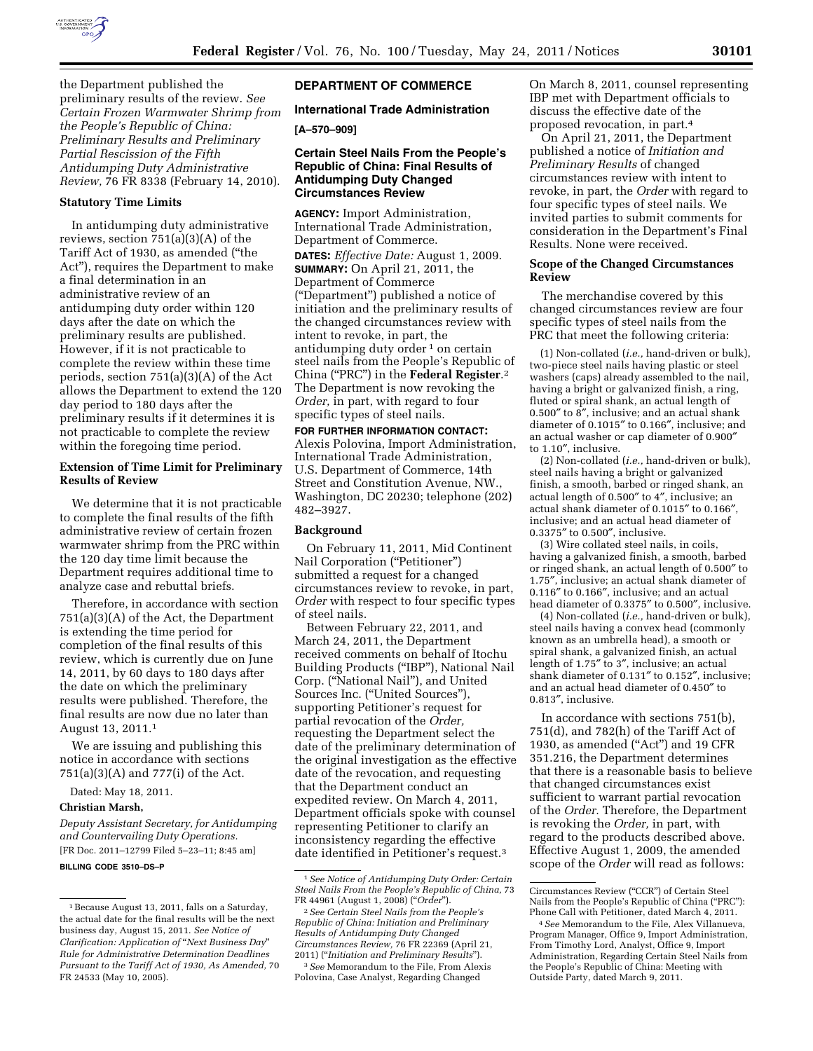the Department published the preliminary results of the review. *See Certain Frozen Warmwater Shrimp from the People's Republic of China: Preliminary Results and Preliminary Partial Rescission of the Fifth Antidumping Duty Administrative Review,* 76 FR 8338 (February 14, 2010).

### Statutory Time Limits

In antidumping duty administrative reviews, section 751(a)(3)(A) of the Tariff Act of 1930, as amended ("the Act"), requires the Department to make a final determination in an administrative review of an antidumping duty order within 120 days after the date on which the preliminary results are published. However, if it is not practicable to complete the review within these time periods, section 751(a)(3)(A) of the Act allows the Department to extend the 120 day period to 180 days after the preliminary results if it determines it is not practicable to complete the review within the foregoing time period.

### Extension of Time Limit for Preliminary Results of Review

We determine that it is not practicable to complete the final results of the fifth administrative review of certain frozen warmwater shrimp from the PRC within the 120 day time limit because the Department requires additional time to analyze case and rebuttal briefs.

Therefore, in accordance with section 751(a)(3)(A) of the Act, the Department is extending the time period for completion of the final results of this review, which is currently due on June 14, 2011, by 60 days to 180 days after the date on which the preliminary results were published. Therefore, the final results are now due no later than August 13, 2011.[1]

We are issuing and publishing this notice in accordance with sections 751(a)(3)(A) and 777(i) of the Act.

Dated: May 18, 2011.

**Christian Marsh,**

*Deputy Assistant Secretary, for Antidumping and Countervailing Duty Operations.*

[FR Doc. 2011–12799 Filed 5–23–11; 8:45 am]

**BILLING CODE 3510–DS–P**

[1] Because August 13, 2011, falls on a Saturday, the actual date for the final results will be the next business day, August 15, 2011. *See Notice of Clarification: Application of "Next Business Day" Rule for Administrative Determination Deadlines Pursuant to the Tariff Act of 1930, As Amended,* 70 FR 24533 (May 10, 2005).

## DEPARTMENT OF COMMERCE

### International Trade Administration

**[A–570–909]**

### Certain Steel Nails From the People's Republic of China: Final Results of Antidumping Duty Changed Circumstances Review

**AGENCY:** Import Administration, International Trade Administration, Department of Commerce.

**DATES:** *Effective Date:* August 1, 2009.

**SUMMARY:** On April 21, 2011, the Department of Commerce ("Department") published a notice of initiation and the preliminary results of the changed circumstances review with intent to revoke, in part, the antidumping duty order[1] on certain steel nails from the People's Republic of China ("PRC") in the **Federal Register**.[2] The Department is now revoking the *Order,* in part, with regard to four specific types of steel nails.

**FOR FURTHER INFORMATION CONTACT:** Alexis Polovina, Import Administration, International Trade Administration, U.S. Department of Commerce, 14th Street and Constitution Avenue, NW., Washington, DC 20230; telephone (202) 482–3927.

### Background

On February 11, 2011, Mid Continent Nail Corporation ("Petitioner") submitted a request for a changed circumstances review to revoke, in part, *Order* with respect to four specific types of steel nails.

Between February 22, 2011, and March 24, 2011, the Department received comments on behalf of Itochu Building Products ("IBP"), National Nail Corp. ("National Nail"), and United Sources Inc. ("United Sources"), supporting Petitioner's request for partial revocation of the *Order,* requesting the Department select the date of the preliminary determination of the original investigation as the effective date of the revocation, and requesting that the Department conduct an expedited review. On March 4, 2011, Department officials spoke with counsel representing Petitioner to clarify an inconsistency regarding the effective date identified in Petitioner's request.[3]

On March 8, 2011, counsel representing IBP met with Department officials to discuss the effective date of the proposed revocation, in part.[4]

On April 21, 2011, the Department published a notice of *Initiation and Preliminary Results* of changed circumstances review with intent to revoke, in part, the *Order* with regard to four specific types of steel nails. We invited parties to submit comments for consideration in the Department's Final Results. None were received.

### Scope of the Changed Circumstances Review

The merchandise covered by this changed circumstances review are four specific types of steel nails from the PRC that meet the following criteria:

(1) Non-collated (*i.e.,* hand-driven or bulk), two-piece steel nails having plastic or steel washers (caps) already assembled to the nail, having a bright or galvanized finish, a ring, fluted or spiral shank, an actual length of 0.500″ to 8″, inclusive; and an actual shank diameter of 0.1015″ to 0.166″, inclusive; and an actual washer or cap diameter of 0.900″ to 1.10″, inclusive.

(2) Non-collated (*i.e.,* hand-driven or bulk), steel nails having a bright or galvanized finish, a smooth, barbed or ringed shank, an actual length of 0.500″ to 4″, inclusive; an actual shank diameter of 0.1015″ to 0.166″, inclusive; and an actual head diameter of 0.3375″ to 0.500″, inclusive.

(3) Wire collated steel nails, in coils, having a galvanized finish, a smooth, barbed or ringed shank, an actual length of 0.500″ to 1.75″, inclusive; an actual shank diameter of 0.116″ to 0.166″, inclusive; and an actual head diameter of 0.3375″ to 0.500″, inclusive.

(4) Non-collated (*i.e.,* hand-driven or bulk), steel nails having a convex head (commonly known as an umbrella head), a smooth or spiral shank, a galvanized finish, an actual length of 1.75″ to 3″, inclusive; an actual shank diameter of 0.131″ to 0.152″, inclusive; and an actual head diameter of 0.450″ to 0.813″, inclusive.

In accordance with sections 751(b), 751(d), and 782(h) of the Tariff Act of 1930, as amended ("Act") and 19 CFR 351.216, the Department determines that there is a reasonable basis to believe that changed circumstances exist sufficient to warrant partial revocation of the *Order.* Therefore, the Department is revoking the *Order,* in part, with regard to the products described above. Effective August 1, 2009, the amended scope of the *Order* will read as follows:

[1] *See Notice of Antidumping Duty Order: Certain Steel Nails From the People's Republic of China,* 73 FR 44961 (August 1, 2008) ("*Order*").

[2] *See Certain Steel Nails from the People's Republic of China: Initiation and Preliminary Results of Antidumping Duty Changed Circumstances Review,* 76 FR 22369 (April 21, 2011) ("*Initiation and Preliminary Results*").

[3] *See* Memorandum to the File, From Alexis Polovina, Case Analyst, Regarding Changed Circumstances Review ("CCR") of Certain Steel Nails from the People's Republic of China ("PRC"): Phone Call with Petitioner, dated March 4, 2011.

[4] *See* Memorandum to the File, Alex Villanueva, Program Manager, Office 9, Import Administration, From Timothy Lord, Analyst, Office 9, Import Administration, Regarding Certain Steel Nails from the People's Republic of China: Meeting with Outside Party, dated March 9, 2011.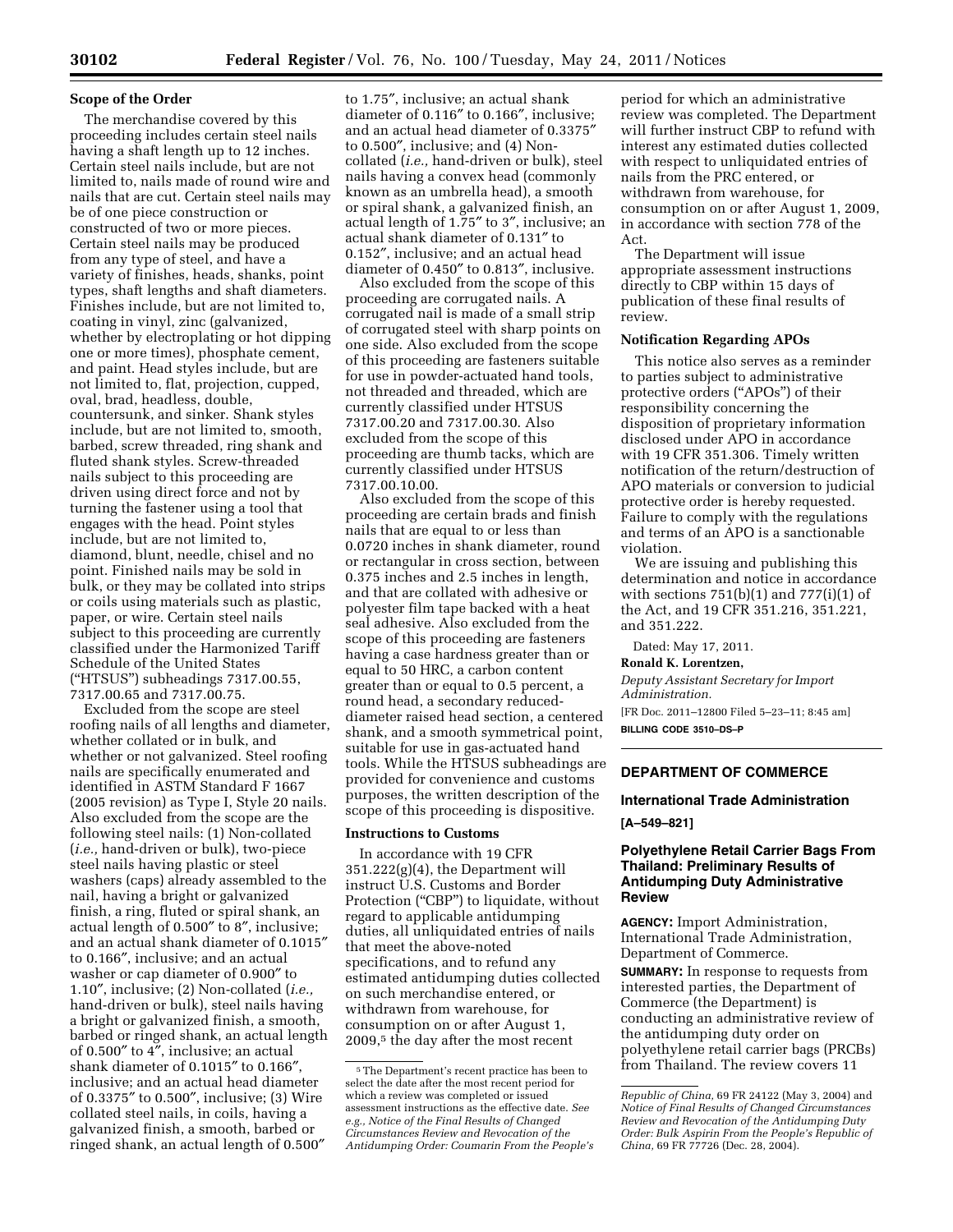### Scope of the Order

The merchandise covered by this proceeding includes certain steel nails having a shaft length up to 12 inches. Certain steel nails include, but are not limited to, nails made of round wire and nails that are cut. Certain steel nails may be of one piece construction or constructed of two or more pieces. Certain steel nails may be produced from any type of steel, and have a variety of finishes, heads, shanks, point types, shaft lengths and shaft diameters. Finishes include, but are not limited to, coating in vinyl, zinc (galvanized, whether by electroplating or hot dipping one or more times), phosphate cement, and paint. Head styles include, but are not limited to, flat, projection, cupped, oval, brad, headless, double, countersunk, and sinker. Shank styles include, but are not limited to, smooth, barbed, screw threaded, ring shank and fluted shank styles. Screw-threaded nails subject to this proceeding are driven using direct force and not by turning the fastener using a tool that engages with the head. Point styles include, but are not limited to, diamond, blunt, needle, chisel and no point. Finished nails may be sold in bulk, or they may be collated into strips or coils using materials such as plastic, paper, or wire. Certain steel nails subject to this proceeding are currently classified under the Harmonized Tariff Schedule of the United States ("HTSUS") subheadings 7317.00.55, 7317.00.65 and 7317.00.75.

Excluded from the scope are steel roofing nails of all lengths and diameter, whether collated or in bulk, and whether or not galvanized. Steel roofing nails are specifically enumerated and identified in ASTM Standard F 1667 (2005 revision) as Type I, Style 20 nails. Also excluded from the scope are the following steel nails: (1) Non-collated (*i.e.,* hand-driven or bulk), two-piece steel nails having plastic or steel washers (caps) already assembled to the nail, having a bright or galvanized finish, a ring, fluted or spiral shank, an actual length of 0.500″ to 8″, inclusive; and an actual shank diameter of 0.1015″ to 0.166″, inclusive; and an actual washer or cap diameter of 0.900″ to 1.10″, inclusive; (2) Non-collated (*i.e.,* hand-driven or bulk), steel nails having a bright or galvanized finish, a smooth, barbed or ringed shank, an actual length of 0.500″ to 4″, inclusive; an actual shank diameter of 0.1015″ to 0.166″, inclusive; and an actual head diameter of 0.3375″ to 0.500″, inclusive; (3) Wire collated steel nails, in coils, having a galvanized finish, a smooth, barbed or ringed shank, an actual length of 0.500″ to 1.75″, inclusive; an actual shank diameter of 0.116″ to 0.166″, inclusive; and an actual head diameter of 0.3375″ to 0.500″, inclusive; and (4) Non-collated (*i.e.,* hand-driven or bulk), steel nails having a convex head (commonly known as an umbrella head), a smooth or spiral shank, a galvanized finish, an actual length of 1.75″ to 3″, inclusive; an actual shank diameter of 0.131″ to 0.152″, inclusive; and an actual head diameter of 0.450″ to 0.813″, inclusive.

Also excluded from the scope of this proceeding are corrugated nails. A corrugated nail is made of a small strip of corrugated steel with sharp points on one side. Also excluded from the scope of this proceeding are fasteners suitable for use in powder-actuated hand tools, not threaded and threaded, which are currently classified under HTSUS 7317.00.20 and 7317.00.30. Also excluded from the scope of this proceeding are thumb tacks, which are currently classified under HTSUS 7317.00.10.00.

Also excluded from the scope of this proceeding are certain brads and finish nails that are equal to or less than 0.0720 inches in shank diameter, round or rectangular in cross section, between 0.375 inches and 2.5 inches in length, and that are collated with adhesive or polyester film tape backed with a heat seal adhesive. Also excluded from the scope of this proceeding are fasteners having a case hardness greater than or equal to 50 HRC, a carbon content greater than or equal to 0.5 percent, a round head, a secondary reduced-diameter raised head section, a centered shank, and a smooth symmetrical point, suitable for use in gas-actuated hand tools. While the HTSUS subheadings are provided for convenience and customs purposes, the written description of the scope of this proceeding is dispositive.

### Instructions to Customs

In accordance with 19 CFR 351.222(g)(4), the Department will instruct U.S. Customs and Border Protection ("CBP") to liquidate, without regard to applicable antidumping duties, all unliquidated entries of nails that meet the above-noted specifications, and to refund any estimated antidumping duties collected on such merchandise entered, or withdrawn from warehouse, for consumption on or after August 1, 2009,[5] the day after the most recent period for which an administrative review was completed. The Department will further instruct CBP to refund with interest any estimated duties collected with respect to unliquidated entries of nails from the PRC entered, or withdrawn from warehouse, for consumption on or after August 1, 2009, in accordance with section 778 of the Act.

The Department will issue appropriate assessment instructions directly to CBP within 15 days of publication of these final results of review.

### Notification Regarding APOs

This notice also serves as a reminder to parties subject to administrative protective orders ("APOs") of their responsibility concerning the disposition of proprietary information disclosed under APO in accordance with 19 CFR 351.306. Timely written notification of the return/destruction of APO materials or conversion to judicial protective order is hereby requested. Failure to comply with the regulations and terms of an APO is a sanctionable violation.

We are issuing and publishing this determination and notice in accordance with sections 751(b)(1) and 777(i)(1) of the Act, and 19 CFR 351.216, 351.221, and 351.222.

Dated: May 17, 2011.

**Ronald K. Lorentzen,**

*Deputy Assistant Secretary for Import Administration.*

[FR Doc. 2011–12800 Filed 5–23–11; 8:45 am]

**BILLING CODE 3510–DS–P**

[5] The Department's recent practice has been to select the date after the most recent period for which a review was completed or issued assessment instructions as the effective date. *See e.g., Notice of the Final Results of Changed Circumstances Review and Revocation of the Antidumping Order: Coumarin From the People's Republic of China,* 69 FR 24122 (May 3, 2004) and *Notice of Final Results of Changed Circumstances Review and Revocation From the Antidumping Duty Order: Bulk Aspirin From the People's Republic of China,* 69 FR 77726 (Dec. 28, 2004).

---

## DEPARTMENT OF COMMERCE

### International Trade Administration

**[A–549–821]**

### Polyethylene Retail Carrier Bags From Thailand: Preliminary Results of Antidumping Duty Administrative Review

**AGENCY:** Import Administration, International Trade Administration, Department of Commerce.

**SUMMARY:** In response to requests from interested parties, the Department of Commerce (the Department) is conducting an administrative review of the antidumping duty order on polyethylene retail carrier bags (PRCBs) from Thailand. The review covers 11